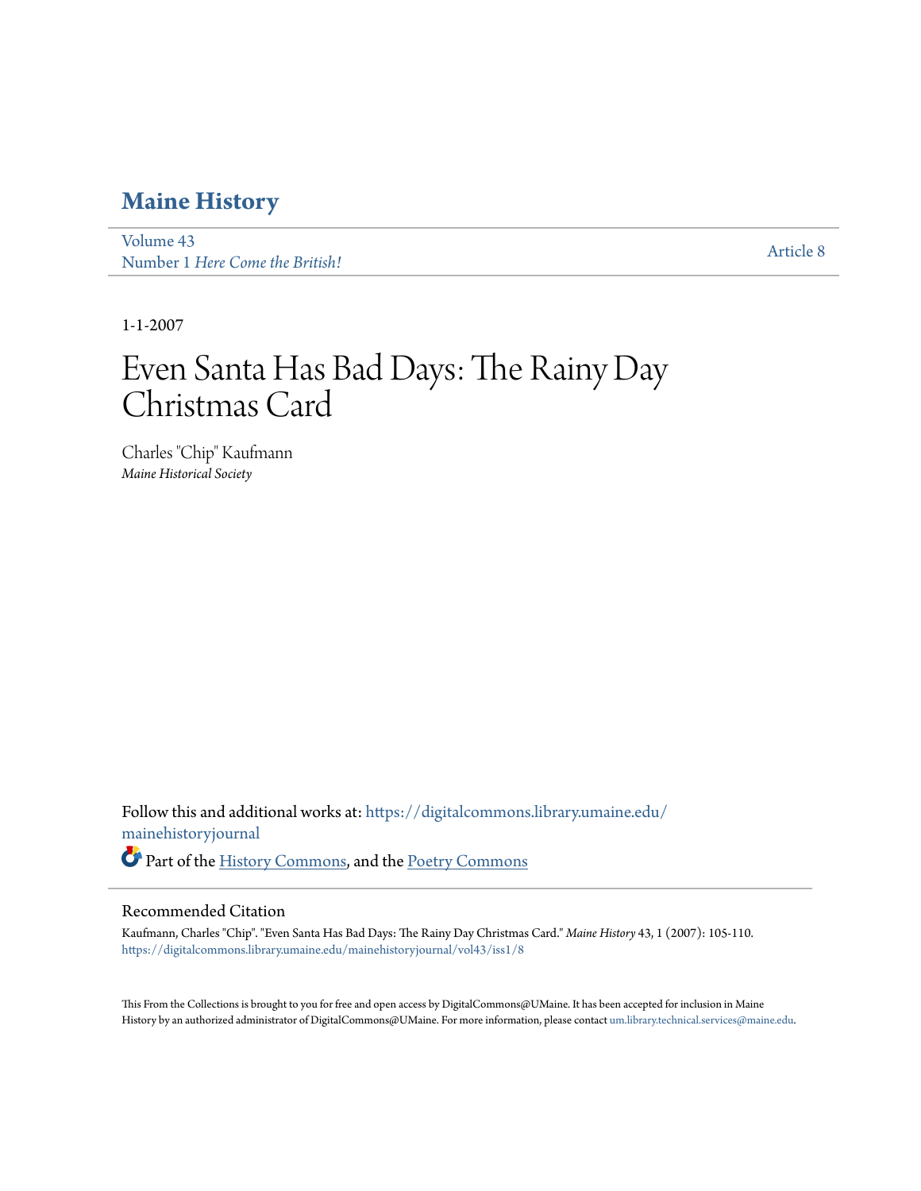## Maine History

Volume 43
Number 1 *Here Come the British!*

Article 8

1-1-2007

# Even Santa Has Bad Days: The Rainy Day Christmas Card

Charles "Chip" Kaufmann
*Maine Historical Society*

Follow this and additional works at: https://digitalcommons.library.umaine.edu/mainehistoryjournal

Part of the History Commons, and the Poetry Commons

### Recommended Citation

Kaufmann, Charles "Chip". "Even Santa Has Bad Days: The Rainy Day Christmas Card." *Maine History* 43, 1 (2007): 105-110.
https://digitalcommons.library.umaine.edu/mainehistoryjournal/vol43/iss1/8

This From the Collections is brought to you for free and open access by DigitalCommons@UMaine. It has been accepted for inclusion in Maine History by an authorized administrator of DigitalCommons@UMaine. For more information, please contact um.library.technical.services@maine.edu.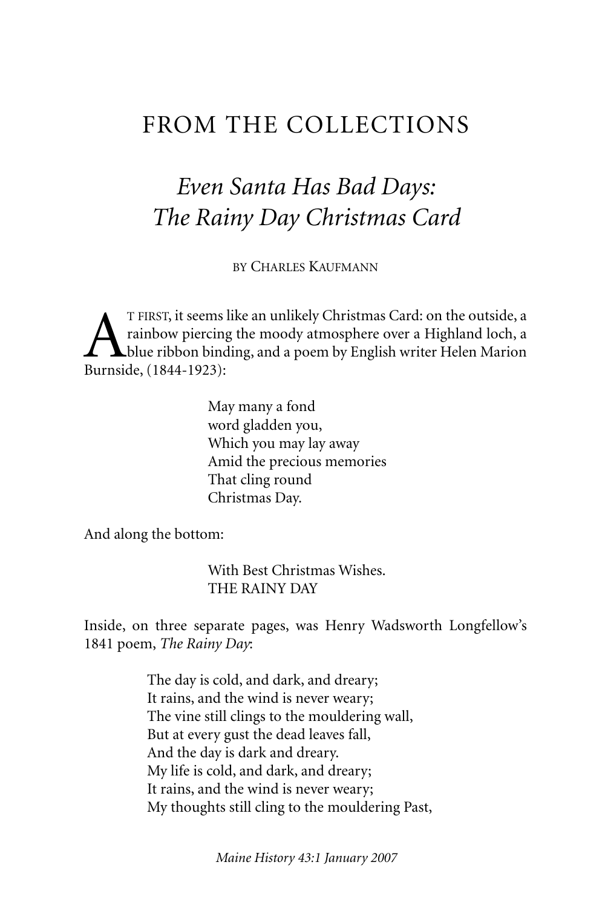# FROM THE COLLECTIONS

## *Even Santa Has Bad Days: The Rainy Day Christmas Card*

BY CHARLES KAUFMANN

AT FIRST, it seems like an unlikely Christmas Card: on the outside, a rainbow piercing the moody atmosphere over a Highland loch, a blue ribbon binding, and a poem by English writer Helen Marion Burnside, (1844-1923):

> May many a fond
> word gladden you,
> Which you may lay away
> Amid the precious memories
> That cling round
> Christmas Day.

And along the bottom:

> With Best Christmas Wishes.
> THE RAINY DAY

Inside, on three separate pages, was Henry Wadsworth Longfellow's 1841 poem, *The Rainy Day*:

> The day is cold, and dark, and dreary;
> It rains, and the wind is never weary;
> The vine still clings to the mouldering wall,
> But at every gust the dead leaves fall,
> And the day is dark and dreary.
> My life is cold, and dark, and dreary;
> It rains, and the wind is never weary;
> My thoughts still cling to the mouldering Past,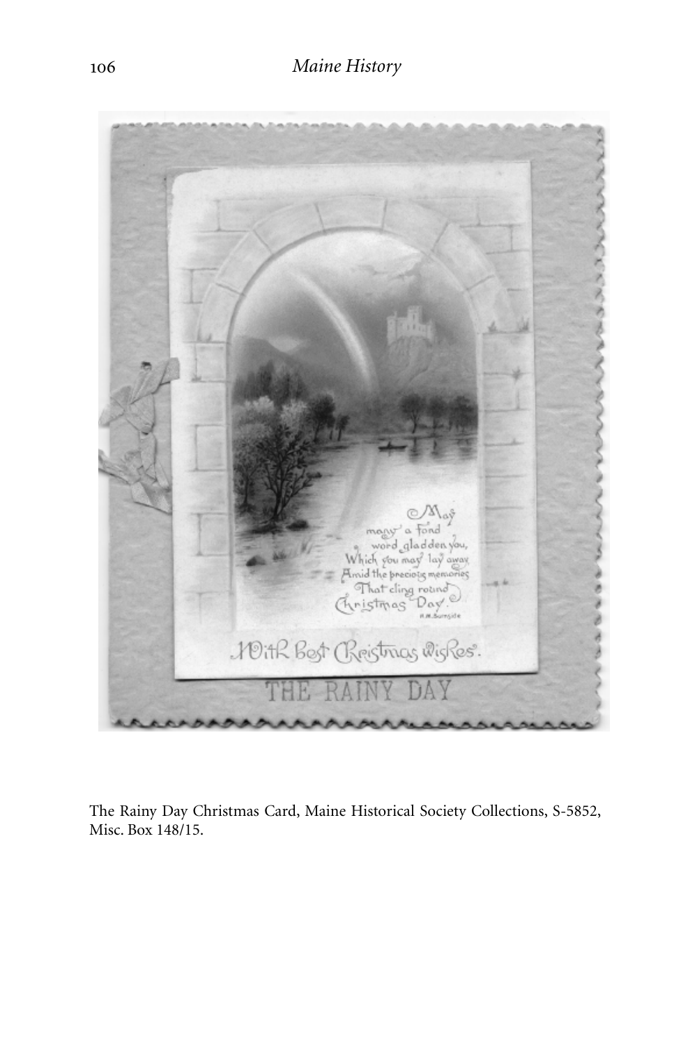The Rainy Day Christmas Card, Maine Historical Society Collections, S-5852, Misc. Box 148/15.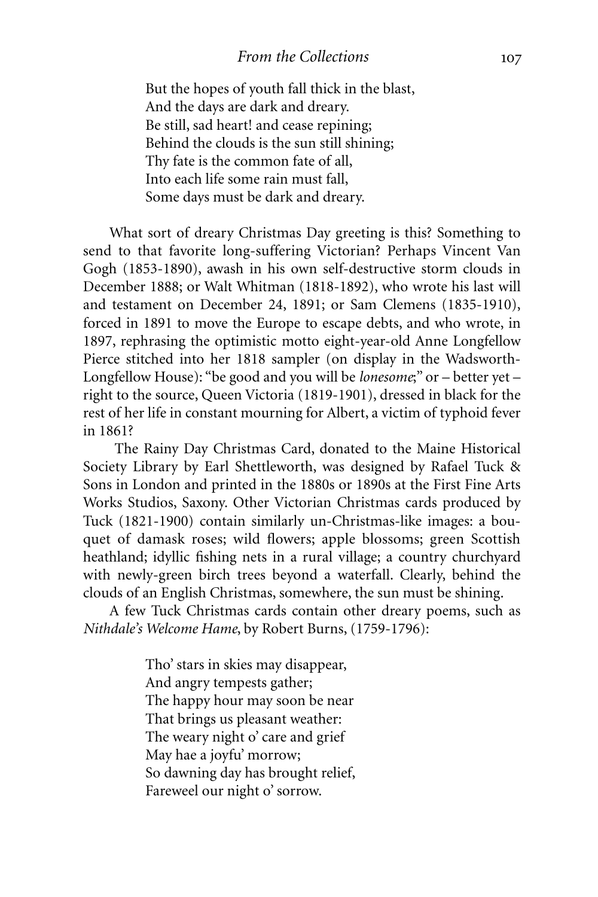But the hopes of youth fall thick in the blast,  
And the days are dark and dreary.  
Be still, sad heart! and cease repining;  
Behind the clouds is the sun still shining;  
Thy fate is the common fate of all,  
Into each life some rain must fall,  
Some days must be dark and dreary.

What sort of dreary Christmas Day greeting is this? Something to send to that favorite long-suffering Victorian? Perhaps Vincent Van Gogh (1853-1890), awash in his own self-destructive storm clouds in December 1888; or Walt Whitman (1818-1892), who wrote his last will and testament on December 24, 1891; or Sam Clemens (1835-1910), forced in 1891 to move the Europe to escape debts, and who wrote, in 1897, rephrasing the optimistic motto eight-year-old Anne Longfellow Pierce stitched into her 1818 sampler (on display in the Wadsworth-Longfellow House): "be good and you will be *lonesome*;" or – better yet – right to the source, Queen Victoria (1819-1901), dressed in black for the rest of her life in constant mourning for Albert, a victim of typhoid fever in 1861?

The Rainy Day Christmas Card, donated to the Maine Historical Society Library by Earl Shettleworth, was designed by Rafael Tuck & Sons in London and printed in the 1880s or 1890s at the First Fine Arts Works Studios, Saxony. Other Victorian Christmas cards produced by Tuck (1821-1900) contain similarly un-Christmas-like images: a bouquet of damask roses; wild flowers; apple blossoms; green Scottish heathland; idyllic fishing nets in a rural village; a country churchyard with newly-green birch trees beyond a waterfall. Clearly, behind the clouds of an English Christmas, somewhere, the sun must be shining.

A few Tuck Christmas cards contain other dreary poems, such as *Nithdale's Welcome Hame*, by Robert Burns, (1759-1796):

Tho' stars in skies may disappear,  
And angry tempests gather;  
The happy hour may soon be near  
That brings us pleasant weather:  
The weary night o' care and grief  
May hae a joyfu' morrow;  
So dawning day has brought relief,  
Fareweel our night o' sorrow.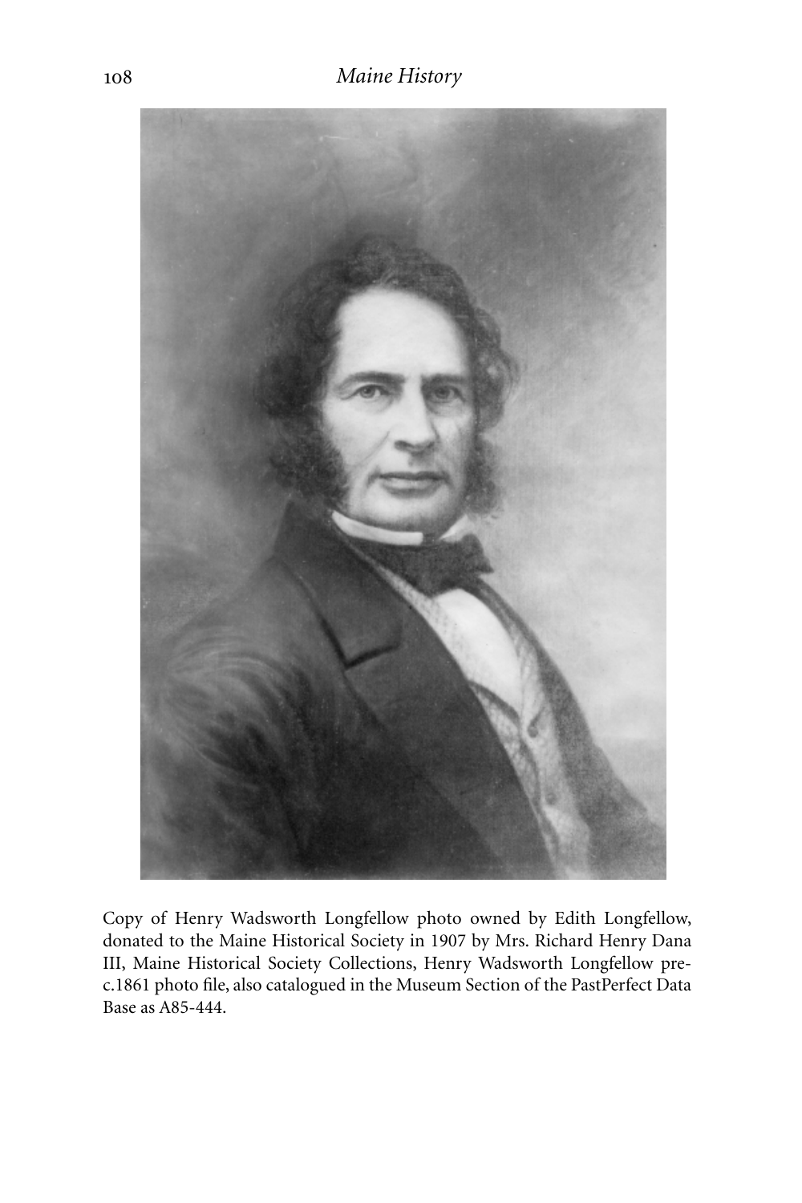Copy of Henry Wadsworth Longfellow photo owned by Edith Longfellow, donated to the Maine Historical Society in 1907 by Mrs. Richard Henry Dana III, Maine Historical Society Collections, Henry Wadsworth Longfellow pre-c.1861 photo file, also catalogued in the Museum Section of the PastPerfect Data Base as A85-444.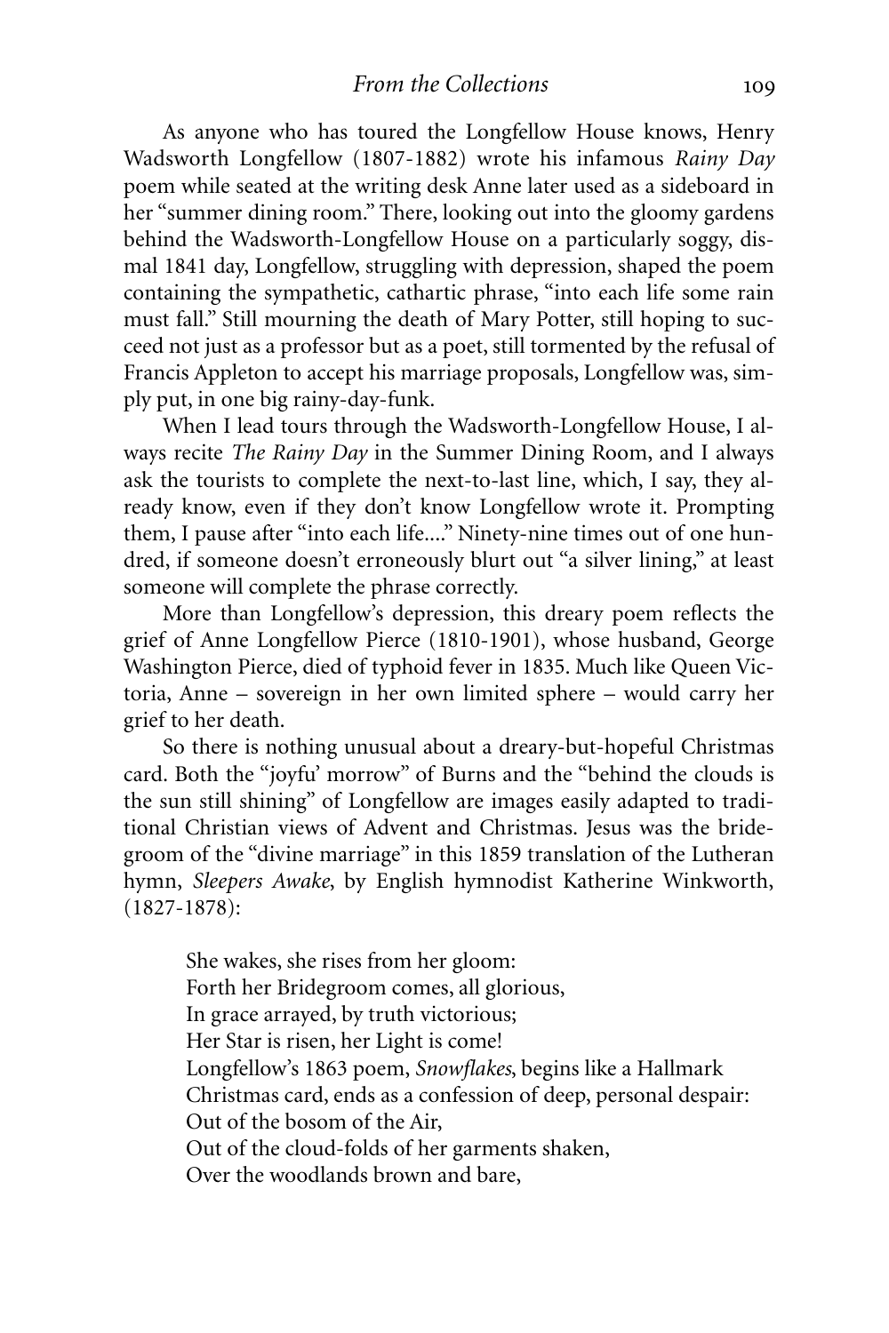As anyone who has toured the Longfellow House knows, Henry Wadsworth Longfellow (1807-1882) wrote his infamous *Rainy Day* poem while seated at the writing desk Anne later used as a sideboard in her "summer dining room." There, looking out into the gloomy gardens behind the Wadsworth-Longfellow House on a particularly soggy, dismal 1841 day, Longfellow, struggling with depression, shaped the poem containing the sympathetic, cathartic phrase, "into each life some rain must fall." Still mourning the death of Mary Potter, still hoping to succeed not just as a professor but as a poet, still tormented by the refusal of Francis Appleton to accept his marriage proposals, Longfellow was, simply put, in one big rainy-day-funk.

When I lead tours through the Wadsworth-Longfellow House, I always recite *The Rainy Day* in the Summer Dining Room, and I always ask the tourists to complete the next-to-last line, which, I say, they already know, even if they don't know Longfellow wrote it. Prompting them, I pause after "into each life...." Ninety-nine times out of one hundred, if someone doesn't erroneously blurt out "a silver lining," at least someone will complete the phrase correctly.

More than Longfellow's depression, this dreary poem reflects the grief of Anne Longfellow Pierce (1810-1901), whose husband, George Washington Pierce, died of typhoid fever in 1835. Much like Queen Victoria, Anne – sovereign in her own limited sphere – would carry her grief to her death.

So there is nothing unusual about a dreary-but-hopeful Christmas card. Both the "joyfu' morrow" of Burns and the "behind the clouds is the sun still shining" of Longfellow are images easily adapted to traditional Christian views of Advent and Christmas. Jesus was the bridegroom of the "divine marriage" in this 1859 translation of the Lutheran hymn, *Sleepers Awake*, by English hymnodist Katherine Winkworth, (1827-1878):

> She wakes, she rises from her gloom:
> Forth her Bridegroom comes, all glorious,
> In grace arrayed, by truth victorious;
> Her Star is risen, her Light is come!
> Longfellow's 1863 poem, *Snowflakes*, begins like a Hallmark Christmas card, ends as a confession of deep, personal despair:
> Out of the bosom of the Air,
> Out of the cloud-folds of her garments shaken,
> Over the woodlands brown and bare,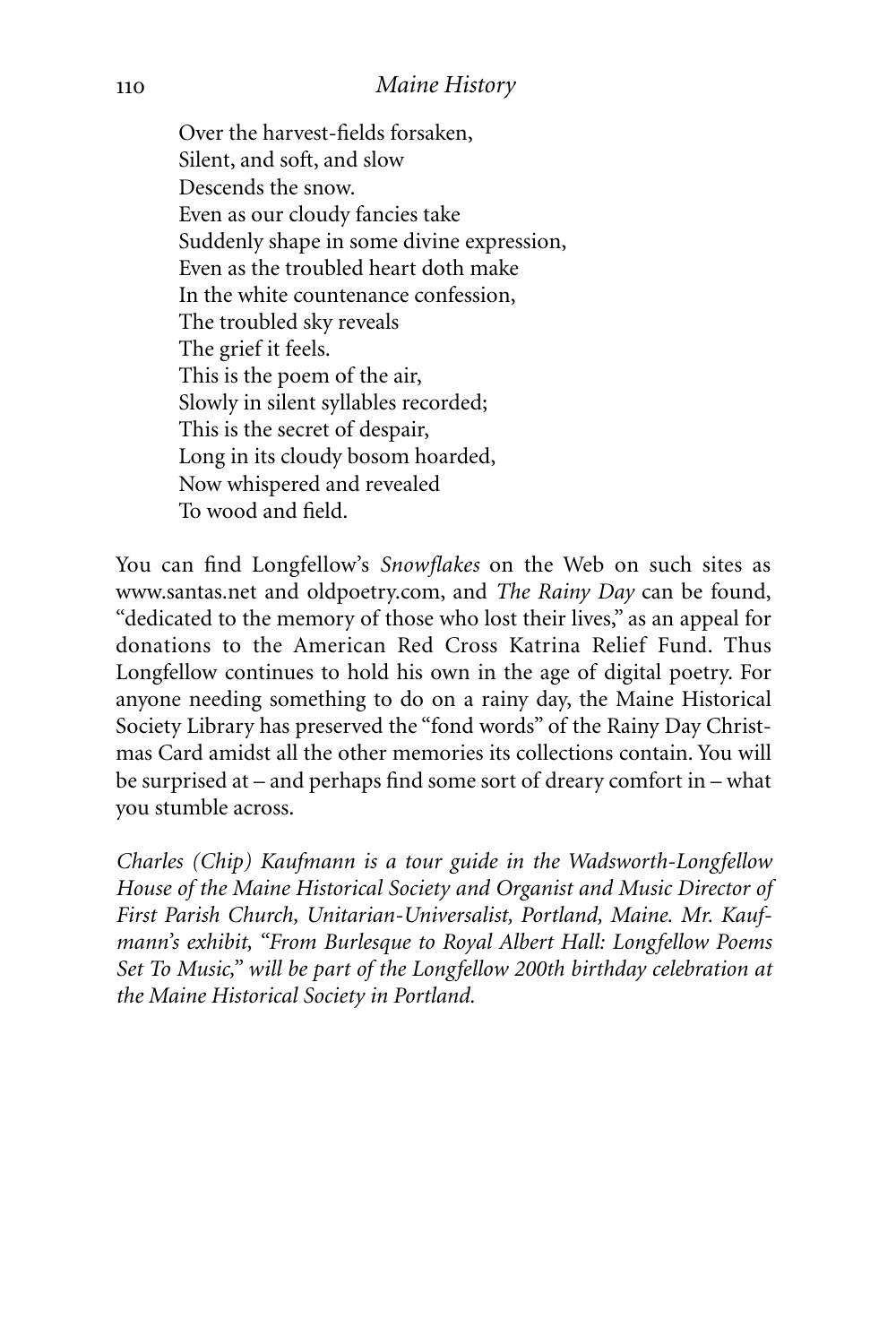Over the harvest-fields forsaken,  
Silent, and soft, and slow  
Descends the snow.  
Even as our cloudy fancies take  
Suddenly shape in some divine expression,  
Even as the troubled heart doth make  
In the white countenance confession,  
The troubled sky reveals  
The grief it feels.  
This is the poem of the air,  
Slowly in silent syllables recorded;  
This is the secret of despair,  
Long in its cloudy bosom hoarded,  
Now whispered and revealed  
To wood and field.

You can find Longfellow's *Snowflakes* on the Web on such sites as www.santas.net and oldpoetry.com, and *The Rainy Day* can be found, "dedicated to the memory of those who lost their lives," as an appeal for donations to the American Red Cross Katrina Relief Fund. Thus Longfellow continues to hold his own in the age of digital poetry. For anyone needing something to do on a rainy day, the Maine Historical Society Library has preserved the "fond words" of the Rainy Day Christmas Card amidst all the other memories its collections contain. You will be surprised at – and perhaps find some sort of dreary comfort in – what you stumble across.

*Charles (Chip) Kaufmann is a tour guide in the Wadsworth-Longfellow House of the Maine Historical Society and Organist and Music Director of First Parish Church, Unitarian-Universalist, Portland, Maine. Mr. Kaufmann's exhibit, "From Burlesque to Royal Albert Hall: Longfellow Poems Set To Music," will be part of the Longfellow 200th birthday celebration at the Maine Historical Society in Portland.*